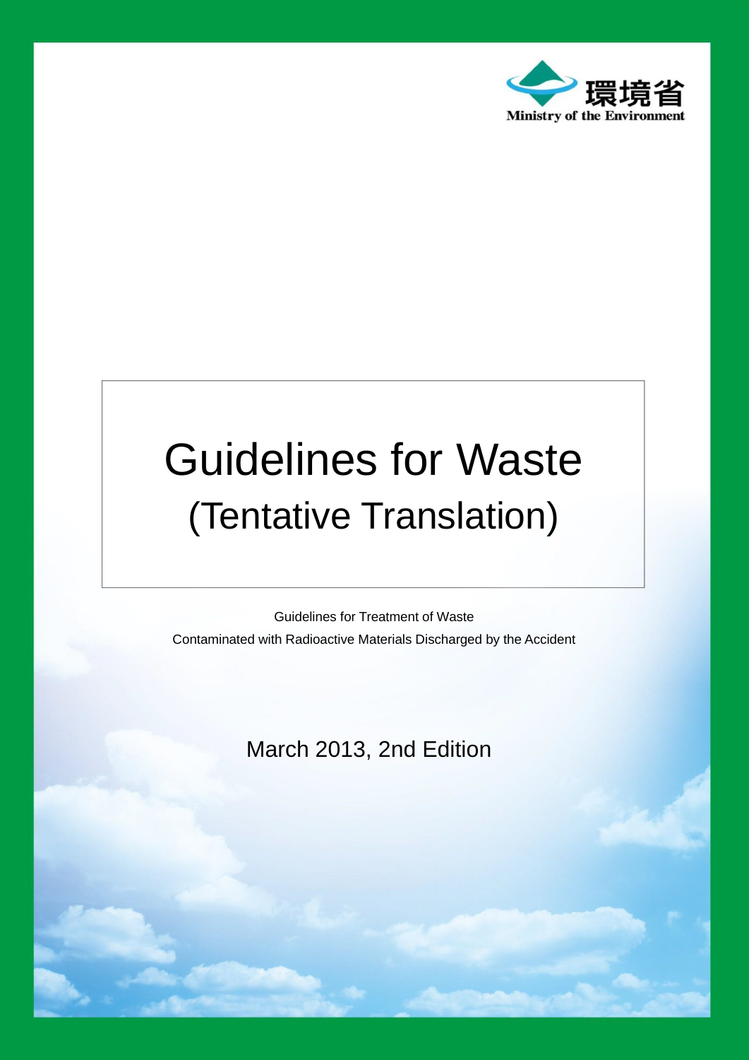環境省

Ministry of the Environment

# Guidelines for Waste
## (Tentative Translation)

Guidelines for Treatment of Waste
Contaminated with Radioactive Materials Discharged by the Accident

March 2013, 2nd Edition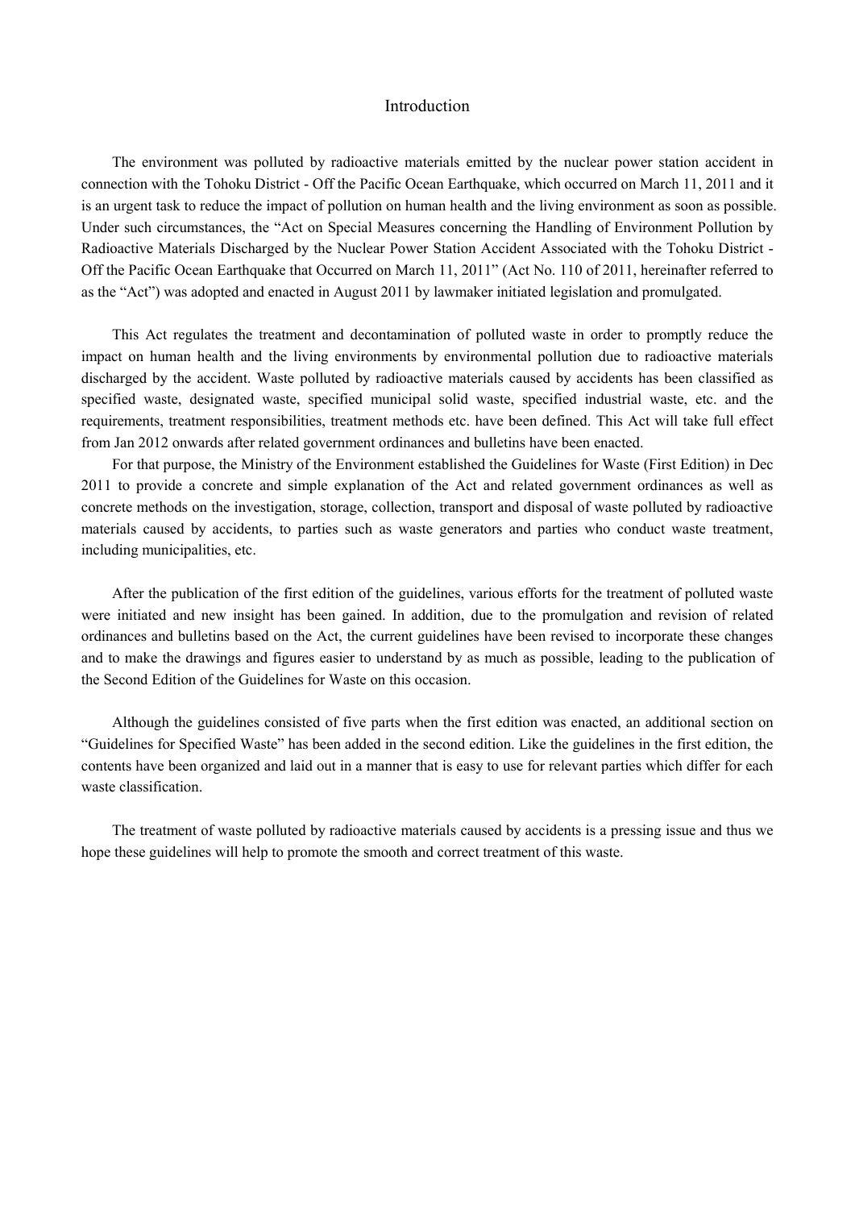# Introduction

The environment was polluted by radioactive materials emitted by the nuclear power station accident in connection with the Tohoku District - Off the Pacific Ocean Earthquake, which occurred on March 11, 2011 and it is an urgent task to reduce the impact of pollution on human health and the living environment as soon as possible. Under such circumstances, the "Act on Special Measures concerning the Handling of Environment Pollution by Radioactive Materials Discharged by the Nuclear Power Station Accident Associated with the Tohoku District - Off the Pacific Ocean Earthquake that Occurred on March 11, 2011" (Act No. 110 of 2011, hereinafter referred to as the "Act") was adopted and enacted in August 2011 by lawmaker initiated legislation and promulgated.

This Act regulates the treatment and decontamination of polluted waste in order to promptly reduce the impact on human health and the living environments by environmental pollution due to radioactive materials discharged by the accident. Waste polluted by radioactive materials caused by accidents has been classified as specified waste, designated waste, specified municipal solid waste, specified industrial waste, etc. and the requirements, treatment responsibilities, treatment methods etc. have been defined. This Act will take full effect from Jan 2012 onwards after related government ordinances and bulletins have been enacted.

For that purpose, the Ministry of the Environment established the Guidelines for Waste (First Edition) in Dec 2011 to provide a concrete and simple explanation of the Act and related government ordinances as well as concrete methods on the investigation, storage, collection, transport and disposal of waste polluted by radioactive materials caused by accidents, to parties such as waste generators and parties who conduct waste treatment, including municipalities, etc.

After the publication of the first edition of the guidelines, various efforts for the treatment of polluted waste were initiated and new insight has been gained. In addition, due to the promulgation and revision of related ordinances and bulletins based on the Act, the current guidelines have been revised to incorporate these changes and to make the drawings and figures easier to understand by as much as possible, leading to the publication of the Second Edition of the Guidelines for Waste on this occasion.

Although the guidelines consisted of five parts when the first edition was enacted, an additional section on "Guidelines for Specified Waste" has been added in the second edition. Like the guidelines in the first edition, the contents have been organized and laid out in a manner that is easy to use for relevant parties which differ for each waste classification.

The treatment of waste polluted by radioactive materials caused by accidents is a pressing issue and thus we hope these guidelines will help to promote the smooth and correct treatment of this waste.